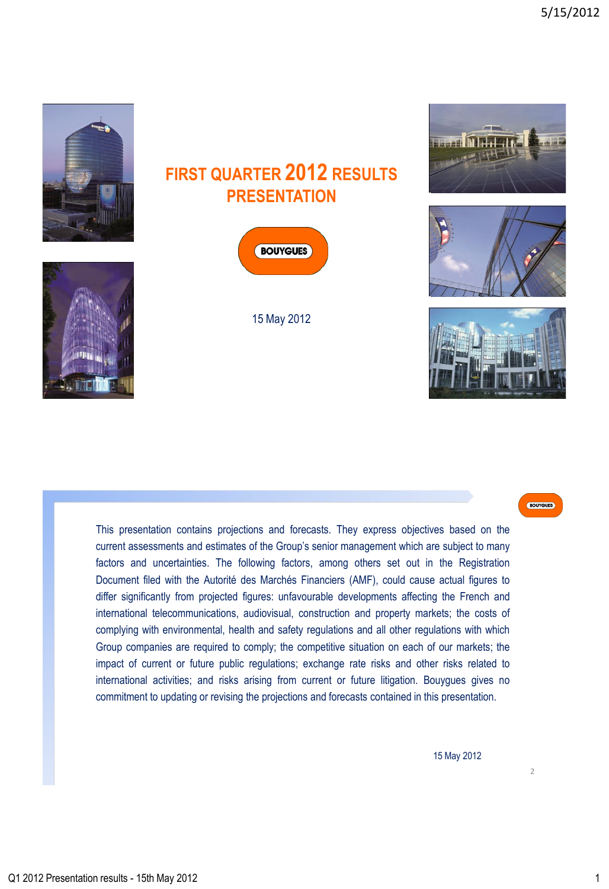# FIRST QUARTER 2012 RESULTS PRESENTATION

BOUYGUES

15 May 2012

This presentation contains projections and forecasts. They express objectives based on the current assessments and estimates of the Group's senior management which are subject to many factors and uncertainties. The following factors, among others set out in the Registration Document filed with the Autorité des Marchés Financiers (AMF), could cause actual figures to differ significantly from projected figures: unfavourable developments affecting the French and international telecommunications, audiovisual, construction and property markets; the costs of complying with environmental, health and safety regulations and all other regulations with which Group companies are required to comply; the competitive situation on each of our markets; the impact of current or future public regulations; exchange rate risks and other risks related to international activities; and risks arising from current or future litigation. Bouygues gives no commitment to updating or revising the projections and forecasts contained in this presentation.

15 May 2012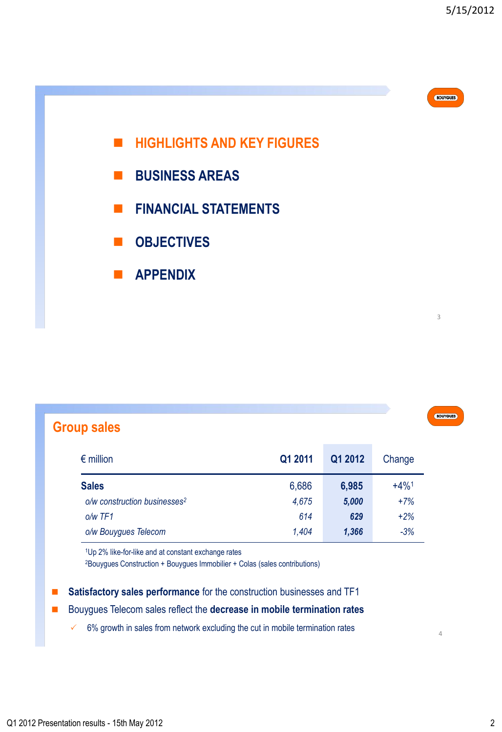- HIGHLIGHTS AND KEY FIGURES
- BUSINESS AREAS
- FINANCIAL STATEMENTS
- OBJECTIVES
- APPENDIX

## Group sales

| € million | Q1 2011 | Q1 2012 | Change |
|---|---|---|---|
| **Sales** | 6,686 | **6,985** | +4%[1] |
| *o/w construction businesses[2]* | *4,675* | ***5,000*** | +7% |
| *o/w TF1* | *614* | ***629*** | +2% |
| *o/w Bouygues Telecom* | *1,404* | ***1,366*** | -3% |

[1]Up 2% like-for-like and at constant exchange rates
[2]Bouygues Construction + Bouygues Immobilier + Colas (sales contributions)

- **Satisfactory sales performance** for the construction businesses and TF1
- Bouygues Telecom sales reflect the **decrease in mobile termination rates**
  - ✓ 6% growth in sales from network excluding the cut in mobile termination rates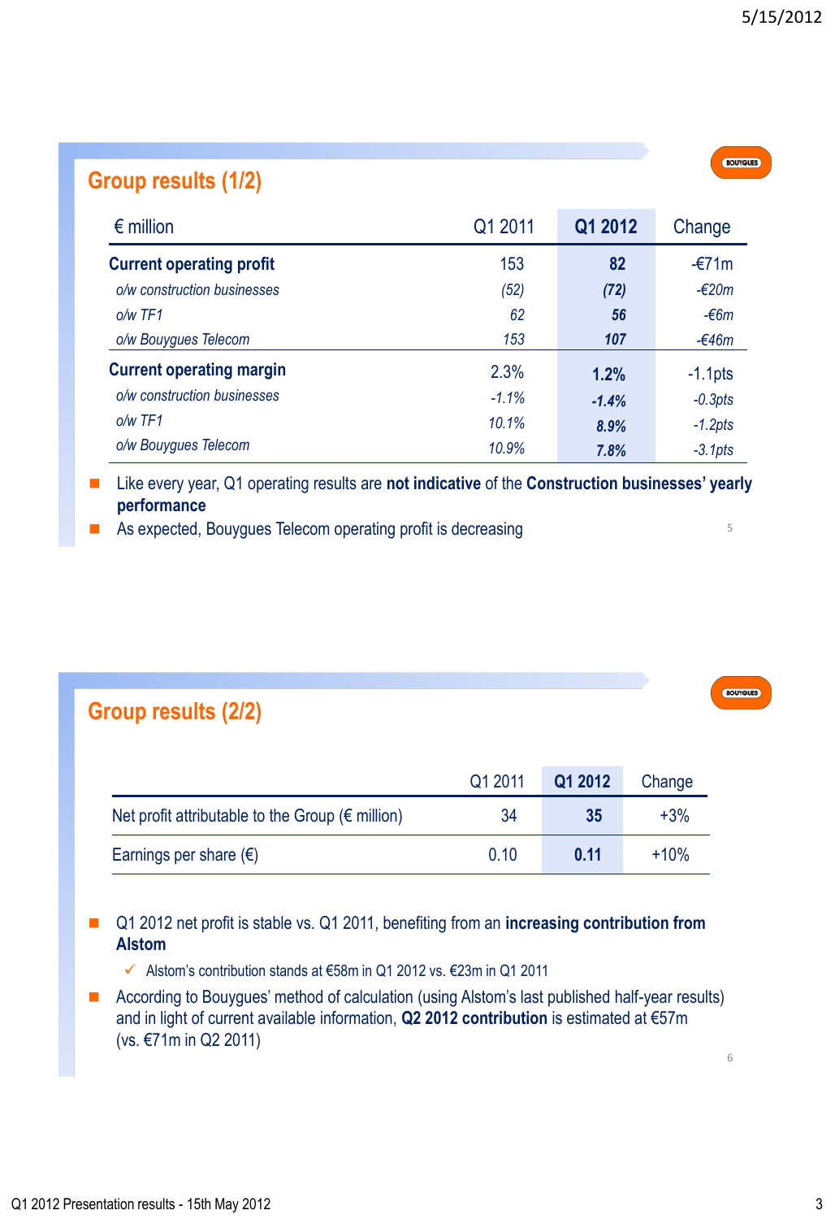## Group results (1/2)

| € million | Q1 2011 | Q1 2012 | Change |
|---|---|---|---|
| **Current operating profit** | 153 | **82** | -€71m |
| *o/w construction businesses* | *(52)* | ***(72)*** | *-€20m* |
| *o/w TF1* | *62* | ***56*** | *-€6m* |
| *o/w Bouygues Telecom* | *153* | ***107*** | *-€46m* |
| **Current operating margin** | 2.3% | **1.2%** | -1.1pts |
| *o/w construction businesses* | *-1.1%* | ***-1.4%*** | *-0.3pts* |
| *o/w TF1* | *10.1%* | ***8.9%*** | *-1.2pts* |
| *o/w Bouygues Telecom* | *10.9%* | ***7.8%*** | *-3.1pts* |

- Like every year, Q1 operating results are **not indicative** of the **Construction businesses' yearly performance**
- As expected, Bouygues Telecom operating profit is decreasing

## Group results (2/2)

| | Q1 2011 | Q1 2012 | Change |
|---|---|---|---|
| Net profit attributable to the Group (€ million) | 34 | **35** | +3% |
| Earnings per share (€) | 0.10 | **0.11** | +10% |

- Q1 2012 net profit is stable vs. Q1 2011, benefiting from an **increasing contribution from Alstom**
  - ✓ Alstom's contribution stands at €58m in Q1 2012 vs. €23m in Q1 2011
- According to Bouygues' method of calculation (using Alstom's last published half-year results) and in light of current available information, **Q2 2012 contribution** is estimated at €57m (vs. €71m in Q2 2011)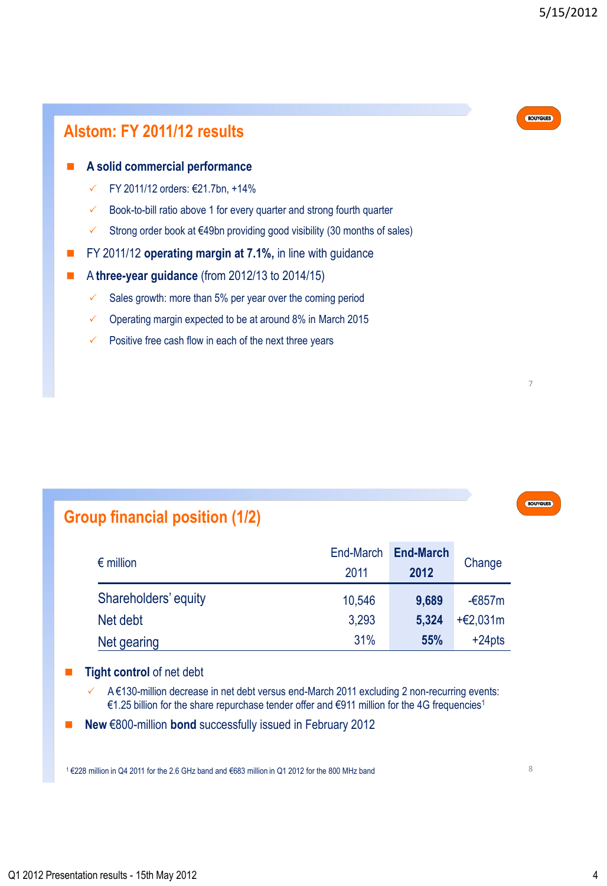## Alstom: FY 2011/12 results

- **A solid commercial performance**
  - ✓ FY 2011/12 orders: €21.7bn, +14%
  - ✓ Book-to-bill ratio above 1 for every quarter and strong fourth quarter
  - ✓ Strong order book at €49bn providing good visibility (30 months of sales)
- FY 2011/12 **operating margin at 7.1%,** in line with guidance
- A **three-year guidance** (from 2012/13 to 2014/15)
  - ✓ Sales growth: more than 5% per year over the coming period
  - ✓ Operating margin expected to be at around 8% in March 2015
  - ✓ Positive free cash flow in each of the next three years

## Group financial position (1/2)

| € million | End-March 2011 | **End-March 2012** | Change |
|---|---|---|---|
| Shareholders' equity | 10,546 | **9,689** | -€857m |
| Net debt | 3,293 | **5,324** | +€2,031m |
| Net gearing | 31% | **55%** | +24pts |

- **Tight control** of net debt
  - ✓ A €130-million decrease in net debt versus end-March 2011 excluding 2 non-recurring events: €1.25 billion for the share repurchase tender offer and €911 million for the 4G frequencies[1]
- **New** €800-million **bond** successfully issued in February 2012

[1] €228 million in Q4 2011 for the 2.6 GHz band and €683 million in Q1 2012 for the 800 MHz band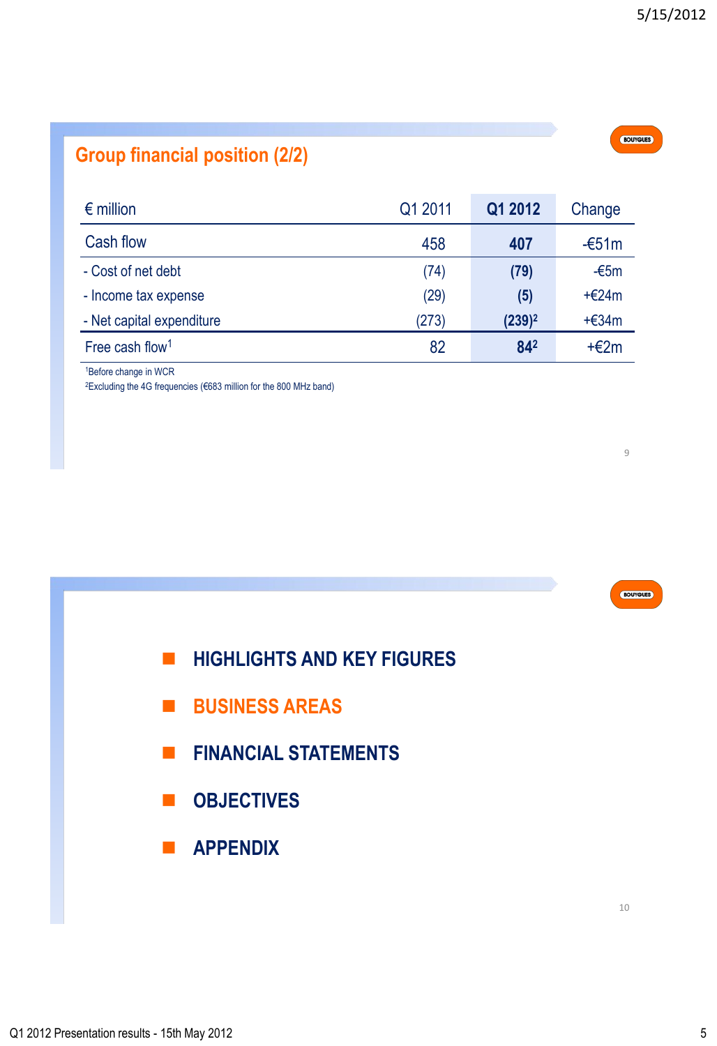## Group financial position (2/2)

| € million | Q1 2011 | **Q1 2012** | Change |
|---|---|---|---|
| Cash flow | 458 | **407** | -€51m |
| - Cost of net debt | (74) | **(79)** | -€5m |
| - Income tax expense | (29) | **(5)** | +€24m |
| - Net capital expenditure | (273) | **(239)[2]** | +€34m |
| Free cash flow[1] | 82 | **84[2]** | +€2m |

[1]Before change in WCR

[2]Excluding the 4G frequencies (€683 million for the 800 MHz band)

- HIGHLIGHTS AND KEY FIGURES
- BUSINESS AREAS
- FINANCIAL STATEMENTS
- OBJECTIVES
- APPENDIX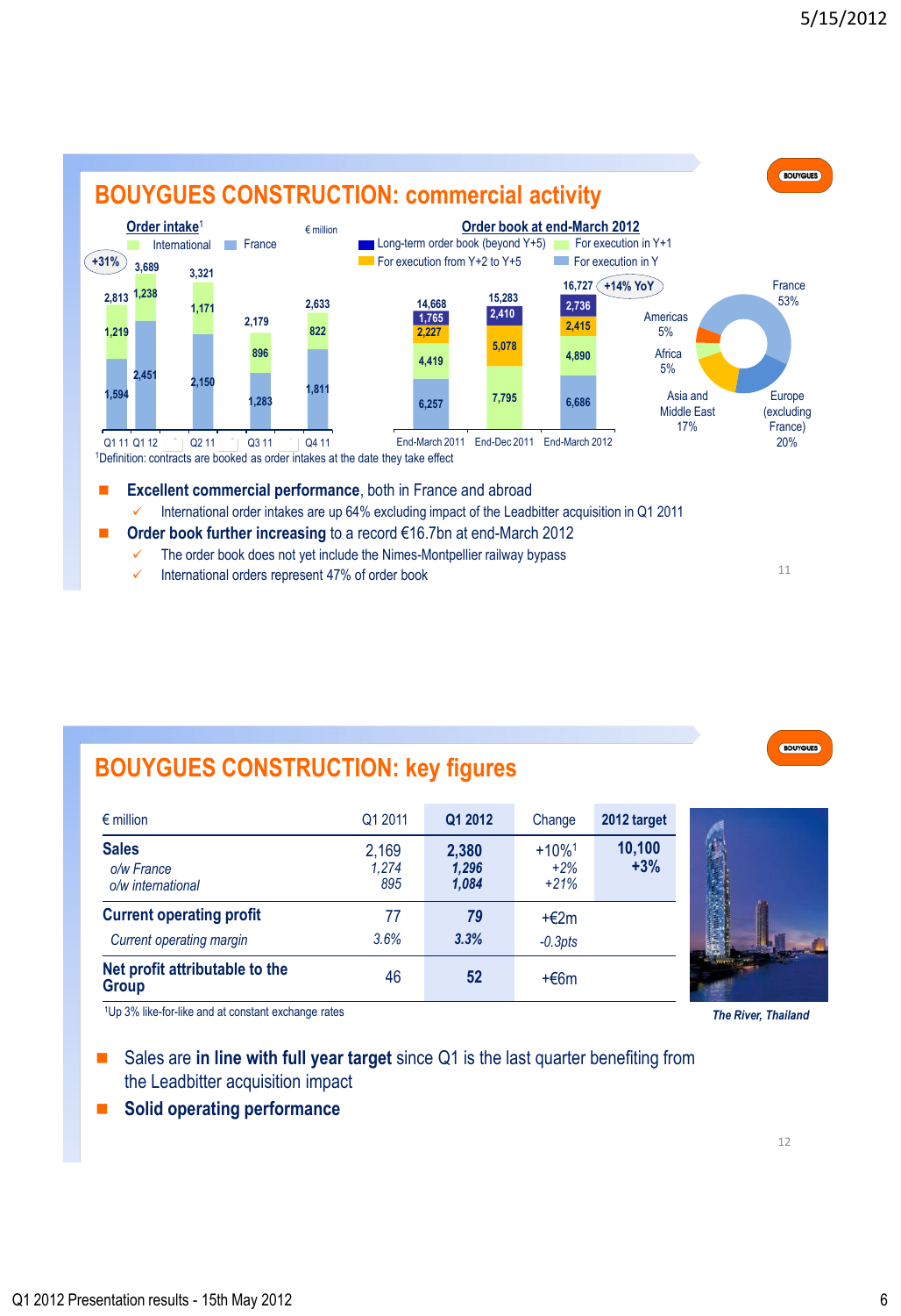## BOUYGUES CONSTRUCTION: commercial activity

**Order intake**[1] (€ million)

| | Q1 11 | Q1 12 | Q2 11 | Q3 11 | Q4 11 |
|---|---|---|---|---|---|
| International | 1,219 | 1,238 | 1,171 | 896 | 822 |
| France | 1,594 | 2,451 | 2,150 | 1,283 | 1,811 |
| Total | 2,813 | 3,689 | 3,321 | 2,179 | 2,633 |

+31%

**Order book at end-March 2012**

| | End-March 2011 | End-Dec 2011 | End-March 2012 |
|---|---|---|---|
| Long-term order book (beyond Y+5) | 1,765 | 2,410 | 2,736 |
| For execution from Y+2 to Y+5 | 2,227 | | 2,415 |
| For execution in Y+1 | 4,419 | 5,078 | 4,890 |
| For execution in Y | 6,257 | 7,795 | 6,686 |
| Total | 14,668 | 15,283 | 16,727 |

+14% YoY

France 53%, Europe (excluding France) 20%, Asia and Middle East 17%, Africa 5%, Americas 5%

[1]Definition: contracts are booked as order intakes at the date they take effect

- **Excellent commercial performance**, both in France and abroad
  - ✓ International order intakes are up 64% excluding impact of the Leadbitter acquisition in Q1 2011
- **Order book further increasing** to a record €16.7bn at end-March 2012
  - ✓ The order book does not yet include the Nimes-Montpellier railway bypass
  - ✓ International orders represent 47% of order book

## BOUYGUES CONSTRUCTION: key figures

| € million | Q1 2011 | Q1 2012 | Change | 2012 target |
|---|---|---|---|---|
| **Sales** | 2,169 | **2,380** | +10%[1] | **10,100** |
| *o/w France* | *1,274* | ***1,296*** | *+2%* | **+3%** |
| *o/w international* | *895* | ***1,084*** | *+21%* | |
| **Current operating profit** | 77 | ***79*** | +€2m | |
| *Current operating margin* | *3.6%* | ***3.3%*** | *-0.3pts* | |
| **Net profit attributable to the Group** | 46 | **52** | +€6m | |

[1]Up 3% like-for-like and at constant exchange rates

*The River, Thailand*

- Sales are **in line with full year target** since Q1 is the last quarter benefiting from the Leadbitter acquisition impact
- **Solid operating performance**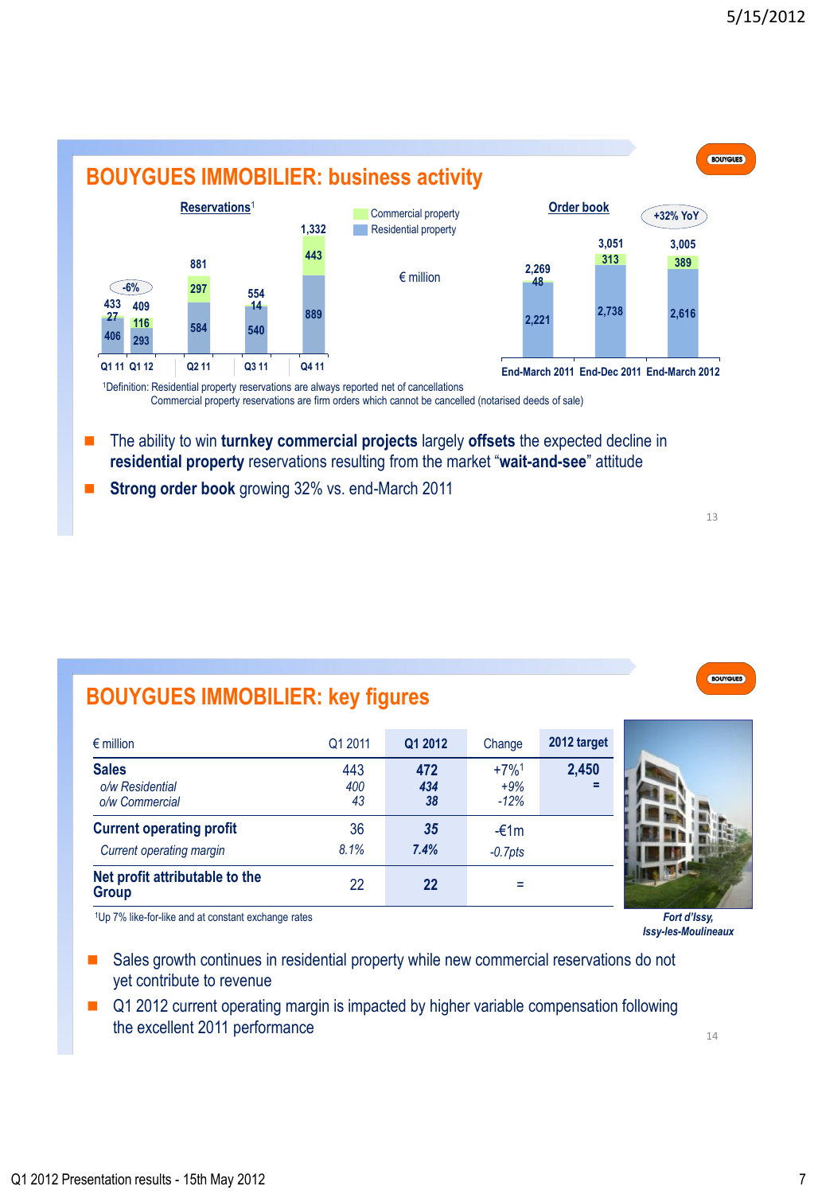## BOUYGUES IMMOBILIER: business activity

**Reservations**[1]

| | Q1 11 | Q1 12 | Q2 11 | Q3 11 | Q4 11 |
|---|---|---|---|---|---|
| Commercial property | 27 | 116 | 297 | 14 | 443 |
| Residential property | 406 | 293 | 584 | 540 | 889 |
| Total | 433 | 409 | 881 | 554 | 1,332 |

-6%

€ million

**Order book**

| | End-March 2011 | End-Dec 2011 | End-March 2012 |
|---|---|---|---|
| Commercial property | 48 | 313 | 389 |
| Residential property | 2,221 | 2,738 | 2,616 |
| Total | 2,269 | 3,051 | 3,005 |

+32% YoY

[1]Definition: Residential property reservations are always reported net of cancellations
Commercial property reservations are firm orders which cannot be cancelled (notarised deeds of sale)

- The ability to win **turnkey commercial projects** largely **offsets** the expected decline in **residential property** reservations resulting from the market "**wait-and-see**" attitude
- **Strong order book** growing 32% vs. end-March 2011

## BOUYGUES IMMOBILIER: key figures

| € million | Q1 2011 | Q1 2012 | Change | 2012 target |
|---|---|---|---|---|
| **Sales** | 443 | **472** | +7%[1] | **2,450** |
| *o/w Residential* | *400* | ***434*** | *+9%* | **=** |
| *o/w Commercial* | *43* | ***38*** | *-12%* | |
| **Current operating profit** | 36 | **35** | -€1m | |
| *Current operating margin* | *8.1%* | ***7.4%*** | *-0.7pts* | |
| **Net profit attributable to the Group** | 22 | **22** | = | |

[1]Up 7% like-for-like and at constant exchange rates

***Fort d'Issy, Issy-les-Moulineaux***

- Sales growth continues in residential property while new commercial reservations do not yet contribute to revenue
- Q1 2012 current operating margin is impacted by higher variable compensation following the excellent 2011 performance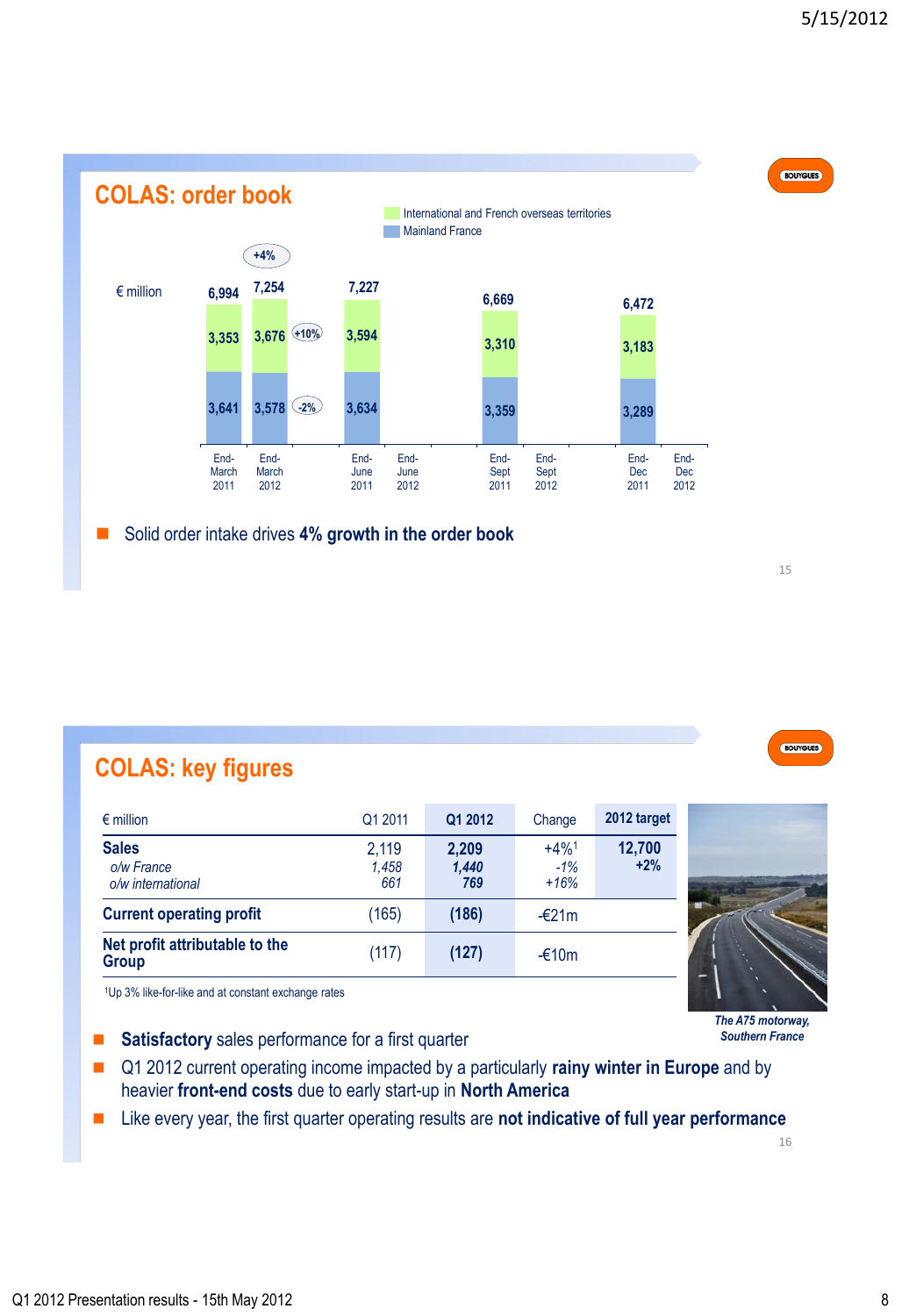## COLAS: order book

€ million

| | End-March 2011 | End-March 2012 | End-June 2011 | End-June 2012 | End-Sept 2011 | End-Sept 2012 | End-Dec 2011 | End-Dec 2012 |
|---|---|---|---|---|---|---|---|---|
| International and French overseas territories | 3,353 | 3,676 (+10%) | 3,594 | | 3,310 | | 3,183 | |
| Mainland France | 3,641 | 3,578 (-2%) | 3,634 | | 3,359 | | 3,289 | |
| Total | 6,994 | 7,254 (+4%) | 7,227 | | 6,669 | | 6,472 | |

- Solid order intake drives **4% growth in the order book**

## COLAS: key figures

| € million | Q1 2011 | Q1 2012 | Change | 2012 target |
|---|---|---|---|---|
| **Sales** | 2,119 | **2,209** | +4%[1] | **12,700** |
| *o/w France* | *1,458* | ***1,440*** | *-1%* | **+2%** |
| *o/w international* | *661* | ***769*** | *+16%* | |
| **Current operating profit** | (165) | **(186)** | -€21m | |
| **Net profit attributable to the Group** | (117) | **(127)** | -€10m | |

[1]Up 3% like-for-like and at constant exchange rates

***The A75 motorway, Southern France***

- **Satisfactory** sales performance for a first quarter
- Q1 2012 current operating income impacted by a particularly **rainy winter in Europe** and by heavier **front-end costs** due to early start-up in **North America**
- Like every year, the first quarter operating results are **not indicative of full year performance**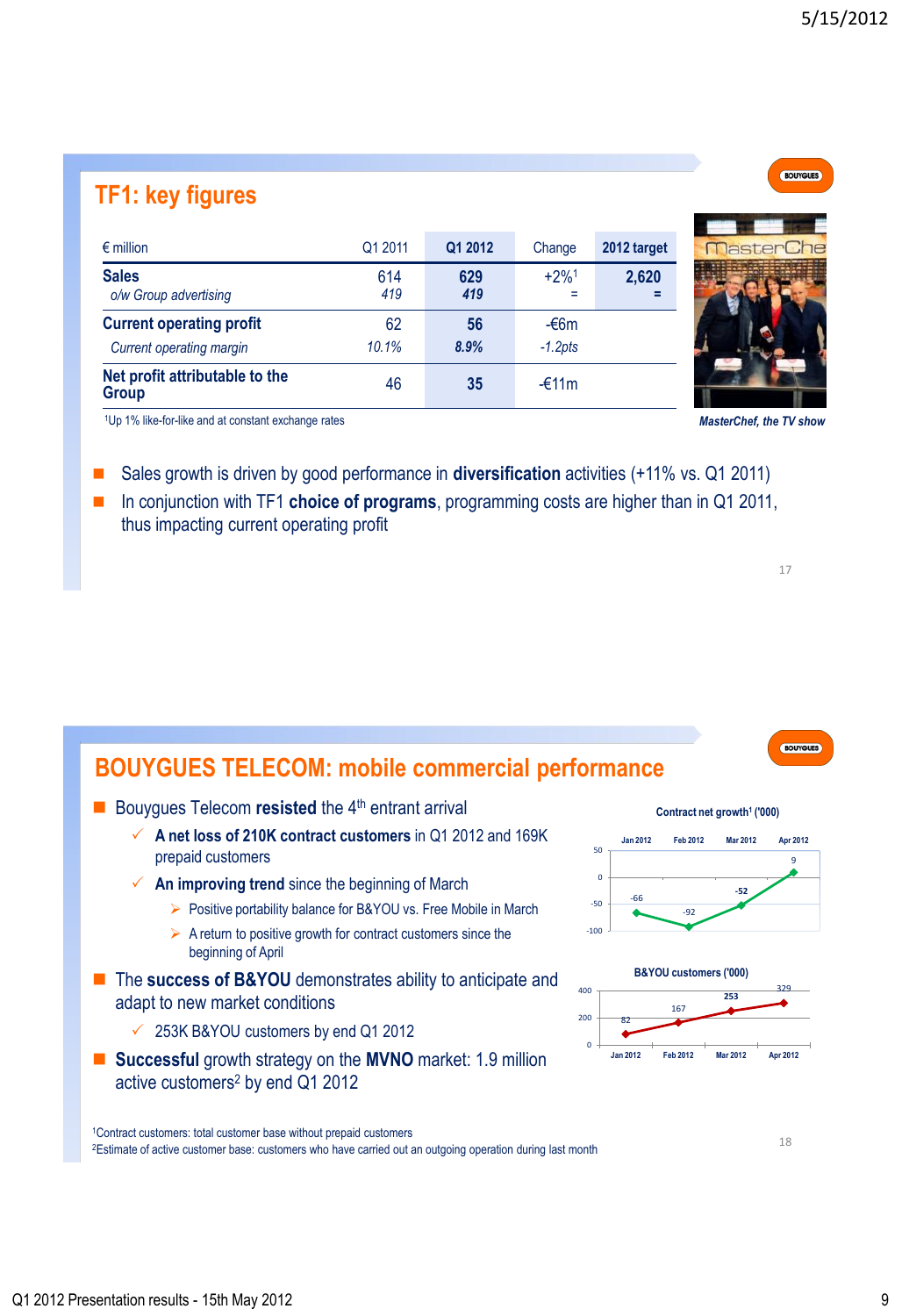## TF1: key figures

| € million | Q1 2011 | Q1 2012 | Change | 2012 target |
|---|---|---|---|---|
| **Sales** | 614 | **629** | +2%[1] | **2,620** |
| *o/w Group advertising* | *419* | ***419*** | = | **=** |
| **Current operating profit** | 62 | **56** | -€6m | |
| *Current operating margin* | *10.1%* | ***8.9%*** | *-1.2pts* | |
| **Net profit attributable to the Group** | 46 | **35** | -€11m | |

[1]Up 1% like-for-like and at constant exchange rates

*MasterChef, the TV show*

- Sales growth is driven by good performance in **diversification** activities (+11% vs. Q1 2011)
- In conjunction with TF1 **choice of programs**, programming costs are higher than in Q1 2011, thus impacting current operating profit

## BOUYGUES TELECOM: mobile commercial performance

- Bouygues Telecom **resisted** the 4th entrant arrival
  - ✓ **A net loss of 210K contract customers** in Q1 2012 and 169K prepaid customers
  - ✓ **An improving trend** since the beginning of March
    - ➢ Positive portability balance for B&YOU vs. Free Mobile in March
    - ➢ A return to positive growth for contract customers since the beginning of April
- The **success of B&YOU** demonstrates ability to anticipate and adapt to new market conditions
  - ✓ 253K B&YOU customers by end Q1 2012
- **Successful** growth strategy on the **MVNO** market: 1.9 million active customers[2] by end Q1 2012

**Contract net growth[1] ('000)**

| Jan 2012 | Feb 2012 | Mar 2012 | Apr 2012 |
|---|---|---|---|
| -66 | -92 | -52 | 9 |

**B&YOU customers ('000)**

| Jan 2012 | Feb 2012 | Mar 2012 | Apr 2012 |
|---|---|---|---|
| 82 | 167 | 253 | 329 |

[1]Contract customers: total customer base without prepaid customers
[2]Estimate of active customer base: customers who have carried out an outgoing operation during last month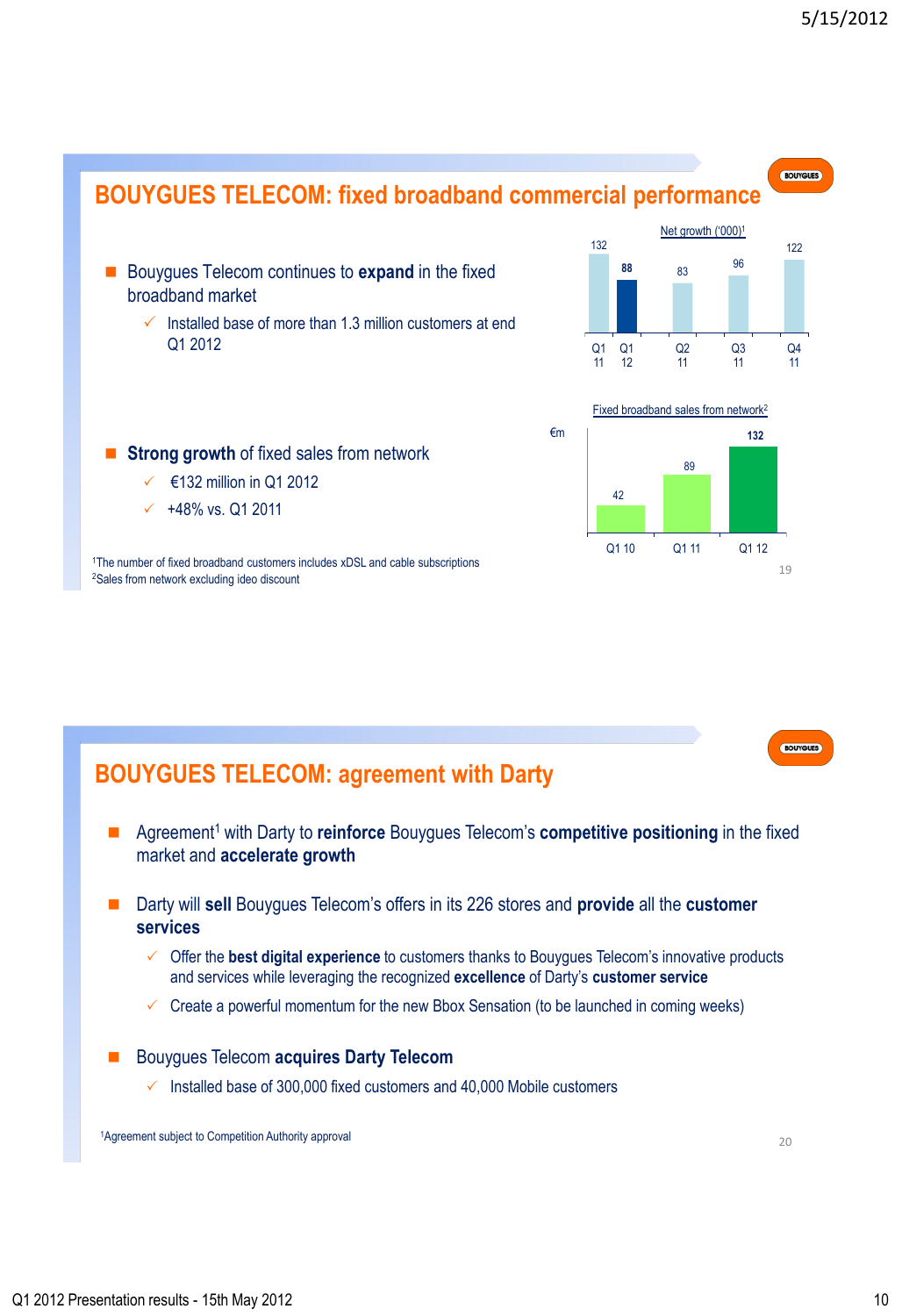## BOUYGUES TELECOM: fixed broadband commercial performance

- Bouygues Telecom continues to **expand** in the fixed broadband market
  - ✓ Installed base of more than 1.3 million customers at end Q1 2012

Net growth ('000)[1]

| Q1 11 | Q1 12 | Q2 11 | Q3 11 | Q4 11 |
|---|---|---|---|---|
| 132 | **88** | 83 | 96 | 122 |

- **Strong growth** of fixed sales from network
  - ✓ €132 million in Q1 2012
  - ✓ +48% vs. Q1 2011

Fixed broadband sales from network[2]

€m

| Q1 10 | Q1 11 | Q1 12 |
|---|---|---|
| 42 | 89 | **132** |

[1]The number of fixed broadband customers includes xDSL and cable subscriptions
[2]Sales from network excluding ideo discount

## BOUYGUES TELECOM: agreement with Darty

- Agreement[1] with Darty to **reinforce** Bouygues Telecom's **competitive positioning** in the fixed market and **accelerate growth**
- Darty will **sell** Bouygues Telecom's offers in its 226 stores and **provide** all the **customer services**
  - ✓ Offer the **best digital experience** to customers thanks to Bouygues Telecom's innovative products and services while leveraging the recognized **excellence** of Darty's **customer service**
  - ✓ Create a powerful momentum for the new Bbox Sensation (to be launched in coming weeks)
- Bouygues Telecom **acquires Darty Telecom**
  - ✓ Installed base of 300,000 fixed customers and 40,000 Mobile customers

[1]Agreement subject to Competition Authority approval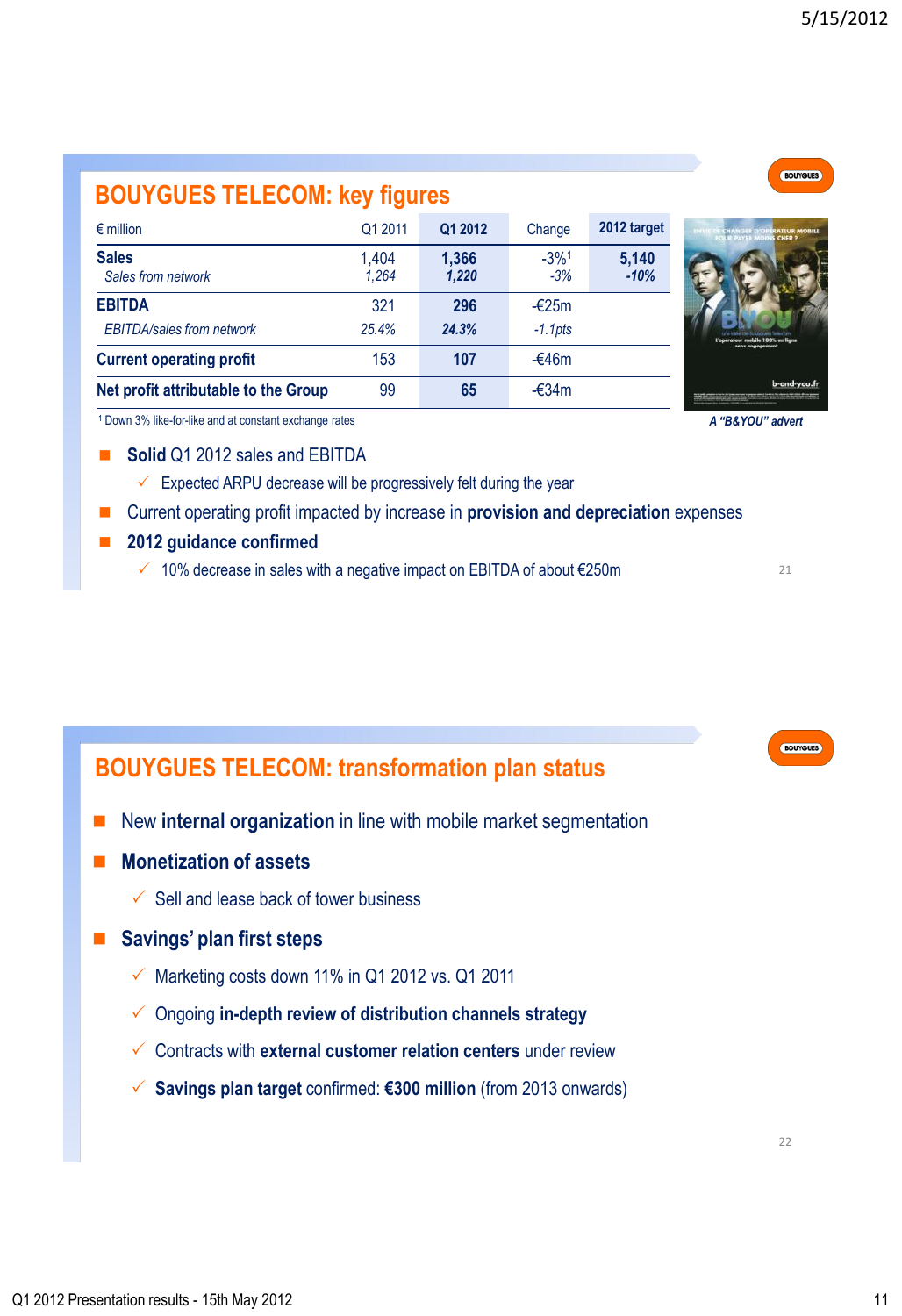## BOUYGUES TELECOM: key figures

| € million | Q1 2011 | Q1 2012 | Change | 2012 target |
|---|---|---|---|---|
| **Sales** | 1,404 | **1,366** | -3%[1] | **5,140** |
| *Sales from network* | *1,264* | ***1,220*** | *-3%* | ***-10%*** |
| **EBITDA** | 321 | **296** | -€25m | |
| *EBITDA/sales from network* | *25.4%* | ***24.3%*** | *-1.1pts* | |
| **Current operating profit** | 153 | **107** | -€46m | |
| **Net profit attributable to the Group** | 99 | **65** | -€34m | |

[1] Down 3% like-for-like and at constant exchange rates

*A "B&YOU" advert*

- **Solid** Q1 2012 sales and EBITDA
  - ✓ Expected ARPU decrease will be progressively felt during the year
- Current operating profit impacted by increase in **provision and depreciation** expenses
- **2012 guidance confirmed**
  - ✓ 10% decrease in sales with a negative impact on EBITDA of about €250m

## BOUYGUES TELECOM: transformation plan status

- New **internal organization** in line with mobile market segmentation
- **Monetization of assets**
  - ✓ Sell and lease back of tower business
- **Savings' plan first steps**
  - ✓ Marketing costs down 11% in Q1 2012 vs. Q1 2011
  - ✓ Ongoing **in-depth review of distribution channels strategy**
  - ✓ Contracts with **external customer relation centers** under review
  - ✓ **Savings plan target** confirmed: **€300 million** (from 2013 onwards)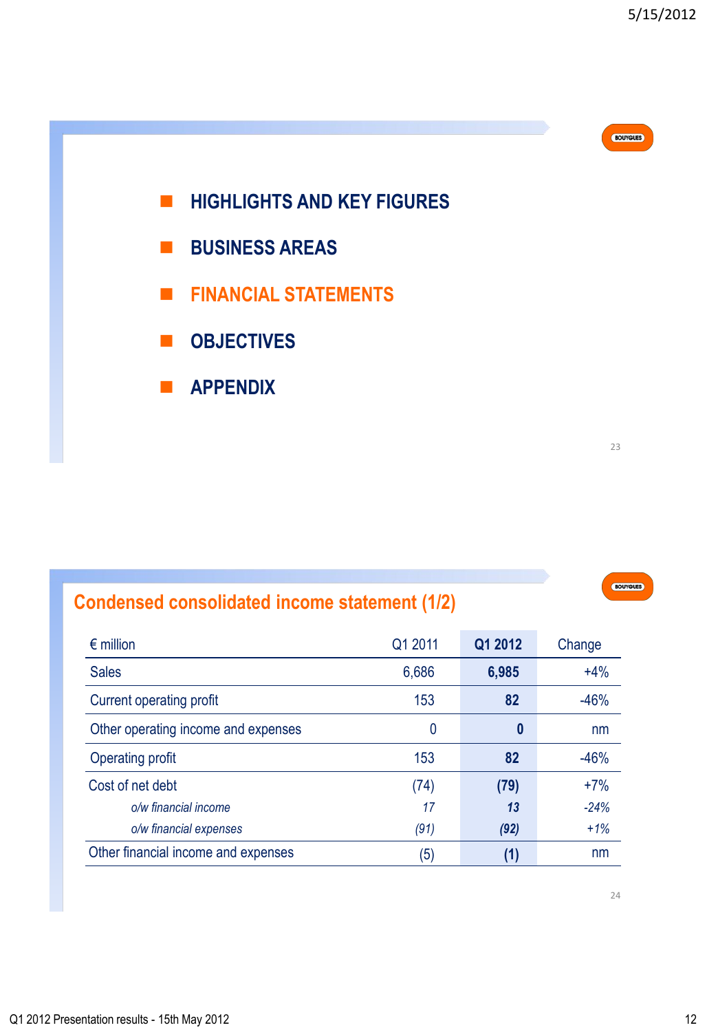- HIGHLIGHTS AND KEY FIGURES
- BUSINESS AREAS
- FINANCIAL STATEMENTS
- OBJECTIVES
- APPENDIX

## Condensed consolidated income statement (1/2)

| € million | Q1 2011 | **Q1 2012** | Change |
|---|---|---|---|
| Sales | 6,686 | **6,985** | +4% |
| Current operating profit | 153 | **82** | -46% |
| Other operating income and expenses | 0 | **0** | nm |
| Operating profit | 153 | **82** | -46% |
| Cost of net debt | (74) | **(79)** | +7% |
| *o/w financial income* | *17* | ***13*** | *-24%* |
| *o/w financial expenses* | *(91)* | ***(92)*** | *+1%* |
| Other financial income and expenses | (5) | **(1)** | nm |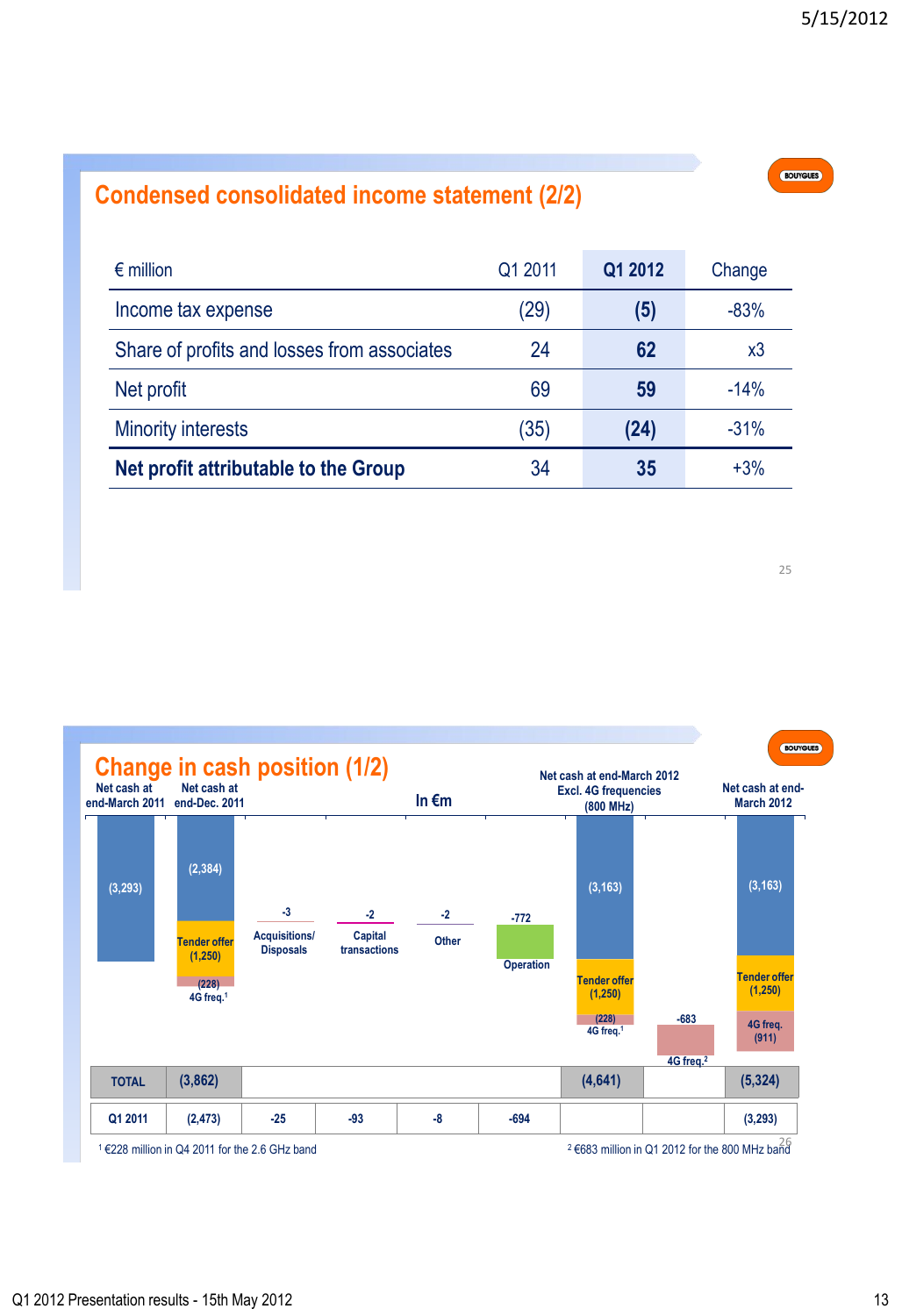## Condensed consolidated income statement (2/2)

| € million | Q1 2011 | Q1 2012 | Change |
|---|---|---|---|
| Income tax expense | (29) | **(5)** | -83% |
| Share of profits and losses from associates | 24 | **62** | x3 |
| Net profit | 69 | **59** | -14% |
| Minority interests | (35) | **(24)** | -31% |
| **Net profit attributable to the Group** | 34 | **35** | +3% |

## Change in cash position (1/2)

In €m

| | Net cash at end-March 2011 | Net cash at end-Dec. 2011 | Acquisitions/ Disposals | Capital transactions | Other | Operation | Net cash at end-March 2012 Excl. 4G frequencies (800 MHz) | 4G freq.[2] | Net cash at end-March 2012 |
|---|---|---|---|---|---|---|---|---|---|
| | (3,293) | (2,384) / Tender offer (1,250) / (228) 4G freq.[1] | -3 | -2 | -2 | -772 | (3,163) / Tender offer (1,250) / (228) 4G freq.[1] | -683 | (3,163) / Tender offer (1,250) / 4G freq. (911) |
| **TOTAL** | | **(3,862)** | | | | | **(4,641)** | | **(5,324)** |
| **Q1 2011** | | (2,473) | -25 | -93 | -8 | -694 | | | (3,293) |

[1] €228 million in Q4 2011 for the 2.6 GHz band

[2] €683 million in Q1 2012 for the 800 MHz band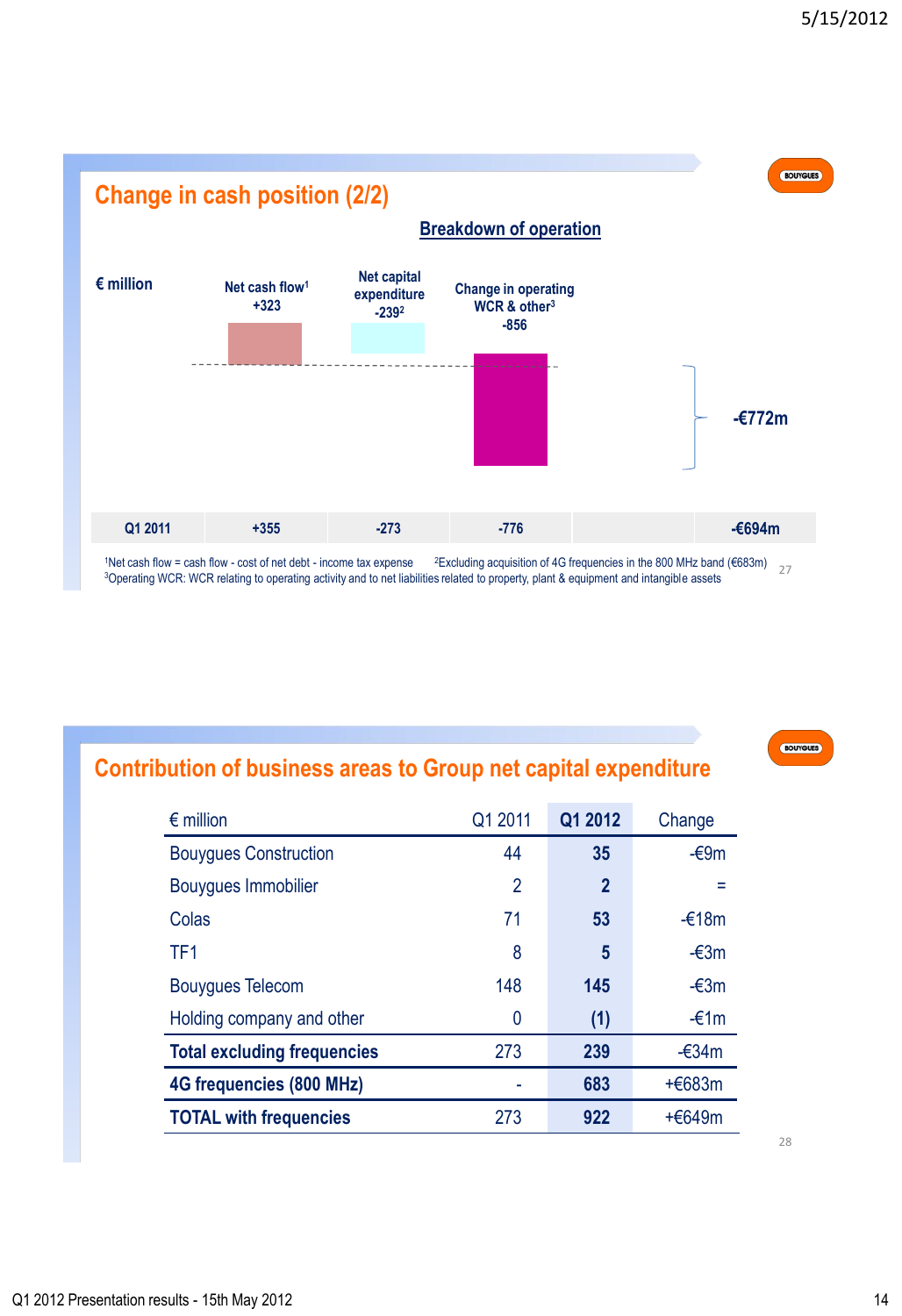## Change in cash position (2/2)

**Breakdown of operation**

€ million

| | Net cash flow[1] | Net capital expenditure | Change in operating WCR & other[3] | | |
|---|---|---|---|---|---|
| Q1 2012 | +323 | -239[2] | -856 | | -€772m |
| Q1 2011 | +355 | -273 | -776 | | -€694m |

[1]Net cash flow = cash flow - cost of net debt - income tax expense [2]Excluding acquisition of 4G frequencies in the 800 MHz band (€683m)
[3]Operating WCR: WCR relating to operating activity and to net liabilities related to property, plant & equipment and intangible assets

## Contribution of business areas to Group net capital expenditure

| € million | Q1 2011 | Q1 2012 | Change |
|---|---|---|---|
| Bouygues Construction | 44 | **35** | -€9m |
| Bouygues Immobilier | 2 | **2** | = |
| Colas | 71 | **53** | -€18m |
| TF1 | 8 | **5** | -€3m |
| Bouygues Telecom | 148 | **145** | -€3m |
| Holding company and other | 0 | **(1)** | -€1m |
| **Total excluding frequencies** | 273 | **239** | -€34m |
| **4G frequencies (800 MHz)** | - | **683** | +€683m |
| **TOTAL with frequencies** | 273 | **922** | +€649m |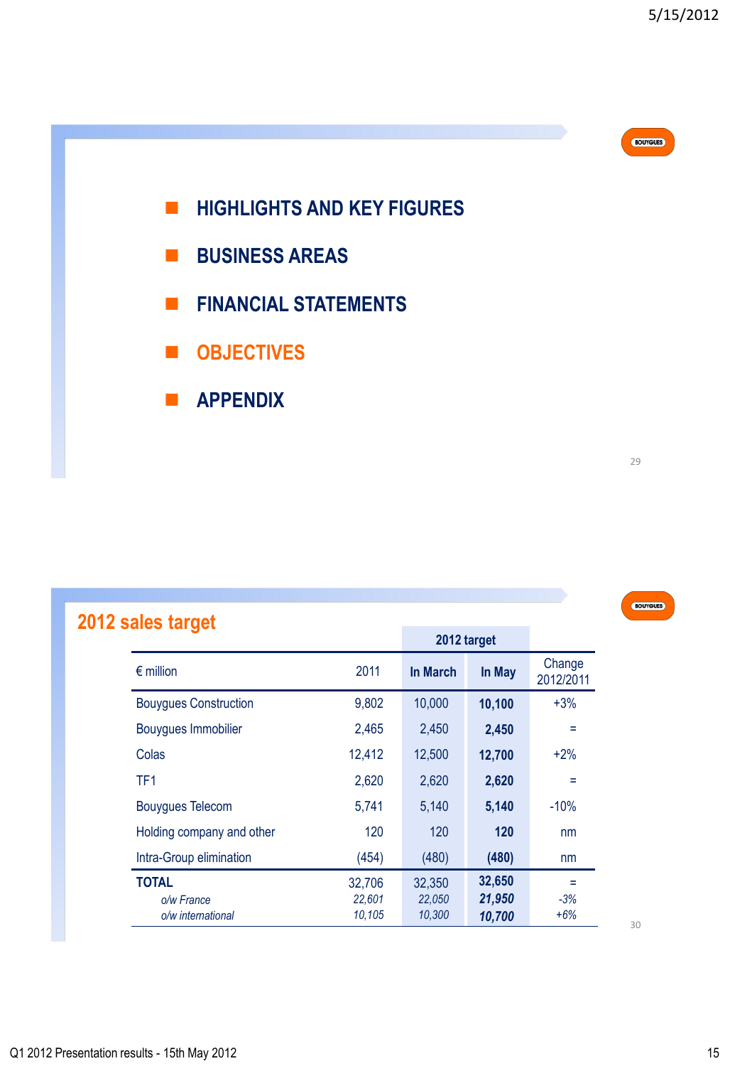- HIGHLIGHTS AND KEY FIGURES
- BUSINESS AREAS
- FINANCIAL STATEMENTS
- OBJECTIVES
- APPENDIX

## 2012 sales target

| € million | 2011 | 2012 target In March | 2012 target In May | Change 2012/2011 |
|---|---|---|---|---|
| Bouygues Construction | 9,802 | 10,000 | **10,100** | +3% |
| Bouygues Immobilier | 2,465 | 2,450 | **2,450** | = |
| Colas | 12,412 | 12,500 | **12,700** | +2% |
| TF1 | 2,620 | 2,620 | **2,620** | = |
| Bouygues Telecom | 5,741 | 5,140 | **5,140** | -10% |
| Holding company and other | 120 | 120 | **120** | nm |
| Intra-Group elimination | (454) | (480) | **(480)** | nm |
| **TOTAL** | 32,706 | 32,350 | **32,650** | = |
| *o/w France* | *22,601* | *22,050* | ***21,950*** | *-3%* |
| *o/w international* | *10,105* | *10,300* | ***10,700*** | *+6%* |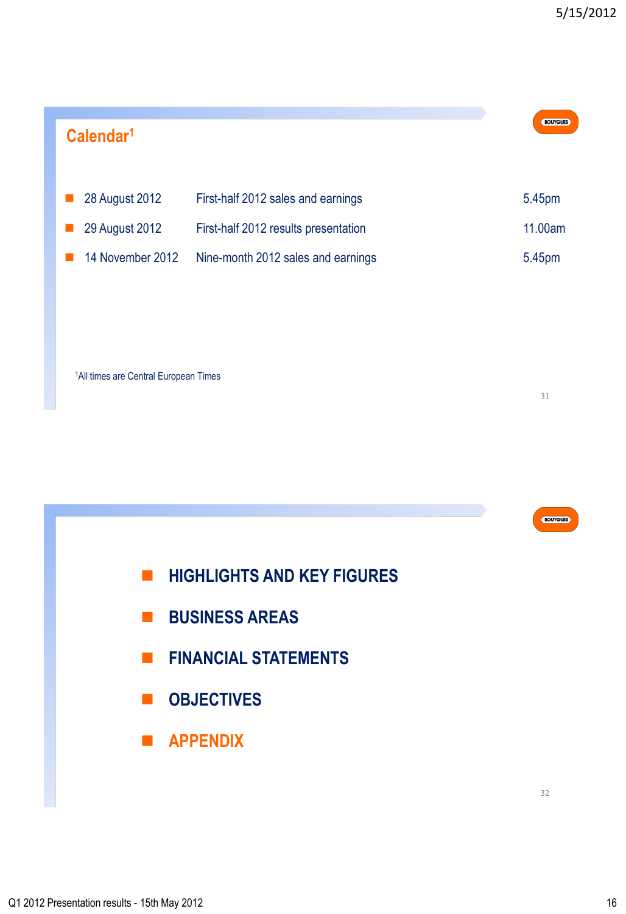## Calendar[1]

- 28 August 2012 — First-half 2012 sales and earnings — 5.45pm
- 29 August 2012 — First-half 2012 results presentation — 11.00am
- 14 November 2012 — Nine-month 2012 sales and earnings — 5.45pm

[1]All times are Central European Times

---

- **HIGHLIGHTS AND KEY FIGURES**
- **BUSINESS AREAS**
- **FINANCIAL STATEMENTS**
- **OBJECTIVES**
- **APPENDIX**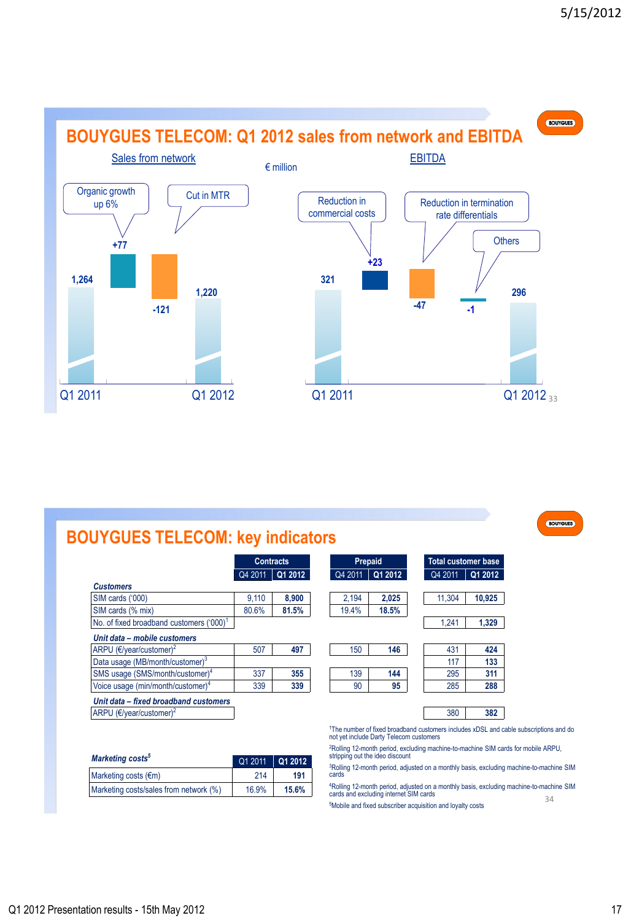## BOUYGUES TELECOM: Q1 2012 sales from network and EBITDA

€ million

**Sales from network**

| | Value |
|---|---|
| Q1 2011 | 1,264 |
| Organic growth up 6% | +77 |
| Cut in MTR | -121 |
| Q1 2012 | 1,220 |

**EBITDA**

| | Value |
|---|---|
| Q1 2011 | 321 |
| Reduction in commercial costs | +23 |
| Reduction in termination rate differentials | -47 |
| Others | -1 |
| Q1 2012 | 296 |

## BOUYGUES TELECOM: key indicators

| | Contracts | | Prepaid | | Total customer base | |
|---|---|---|---|---|---|---|
| | Q4 2011 | **Q1 2012** | Q4 2011 | **Q1 2012** | Q4 2011 | **Q1 2012** |
| ***Customers*** | | | | | | |
| SIM cards ('000) | 9,110 | **8,900** | 2,194 | **2,025** | 11,304 | **10,925** |
| SIM cards (% mix) | 80.6% | **81.5%** | 19.4% | **18.5%** | | |
| No. of fixed broadband customers ('000)[1] | | | | | 1,241 | **1,329** |
| ***Unit data – mobile customers*** | | | | | | |
| ARPU (€/year/customer)[2] | 507 | **497** | 150 | **146** | 431 | **424** |
| Data usage (MB/month/customer)[3] | | | | | 117 | **133** |
| SMS usage (SMS/month/customer)[4] | 337 | **355** | 139 | **144** | 295 | **311** |
| Voice usage (min/month/customer)[4] | 339 | **339** | 90 | **95** | 285 | **288** |
| ***Unit data – fixed broadband customers*** | | | | | | |
| ARPU (€/year/customer)[2] | | | | | 380 | **382** |

| ***Marketing costs***[5] | Q1 2011 | **Q1 2012** |
|---|---|---|
| Marketing costs (€m) | 214 | **191** |
| Marketing costs/sales from network (%) | 16.9% | **15.6%** |

[1]The number of fixed broadband customers includes xDSL and cable subscriptions and do not yet include Darty Telecom customers

[2]Rolling 12-month period, excluding machine-to-machine SIM cards for mobile ARPU, stripping out the ideo discount

[3]Rolling 12-month period, adjusted on a monthly basis, excluding machine-to-machine SIM cards

[4]Rolling 12-month period, adjusted on a monthly basis, excluding machine-to-machine SIM cards and excluding internet SIM cards

[5]Mobile and fixed subscriber acquisition and loyalty costs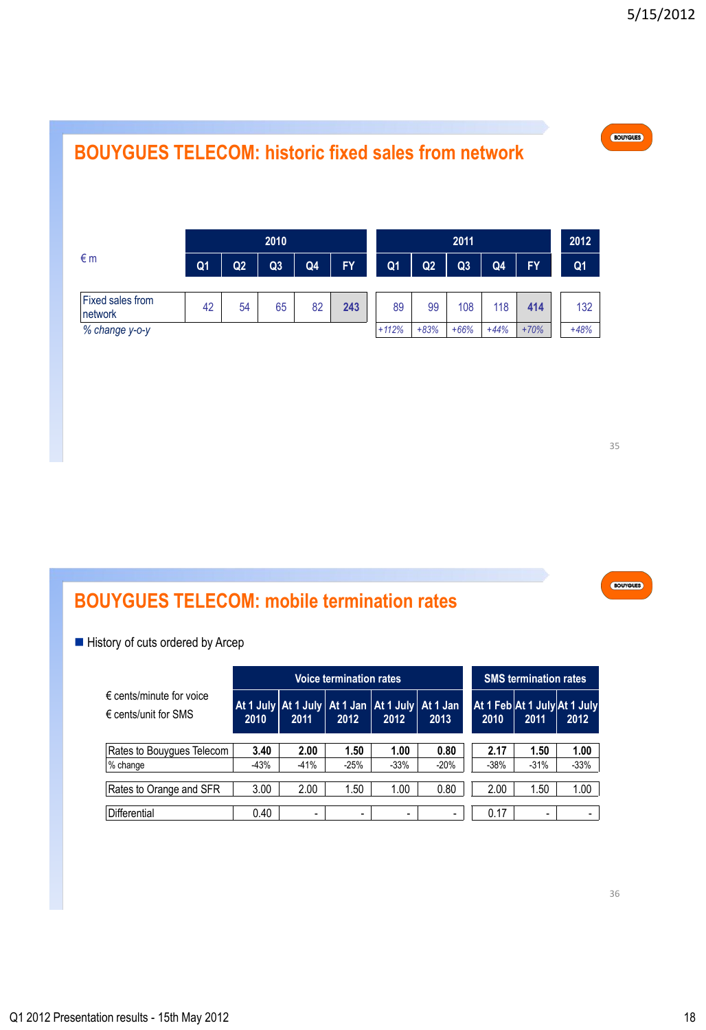## BOUYGUES TELECOM: historic fixed sales from network

| € m | 2010 | | | | | 2011 | | | | | 2012 |
|---|---|---|---|---|---|---|---|---|---|---|---|
| | Q1 | Q2 | Q3 | Q4 | FY | Q1 | Q2 | Q3 | Q4 | FY | Q1 |
| Fixed sales from network | 42 | 54 | 65 | 82 | **243** | 89 | 99 | 108 | 118 | **414** | 132 |
| *% change y-o-y* | | | | | | *+112%* | *+83%* | *+66%* | *+44%* | *+70%* | *+48%* |

## BOUYGUES TELECOM: mobile termination rates

- History of cuts ordered by Arcep

| € cents/minute for voice<br>€ cents/unit for SMS | Voice termination rates | | | | | SMS termination rates | | |
|---|---|---|---|---|---|---|---|---|
| | At 1 July 2010 | At 1 July 2011 | At 1 Jan 2012 | At 1 July 2012 | At 1 Jan 2013 | At 1 Feb 2010 | At 1 July 2011 | At 1 July 2012 |
| Rates to Bouygues Telecom | **3.40** | **2.00** | **1.50** | **1.00** | **0.80** | **2.17** | **1.50** | **1.00** |
| % change | -43% | -41% | -25% | -33% | -20% | -38% | -31% | -33% |
| Rates to Orange and SFR | 3.00 | 2.00 | 1.50 | 1.00 | 0.80 | 2.00 | 1.50 | 1.00 |
| Differential | 0.40 | - | - | - | - | 0.17 | - | - |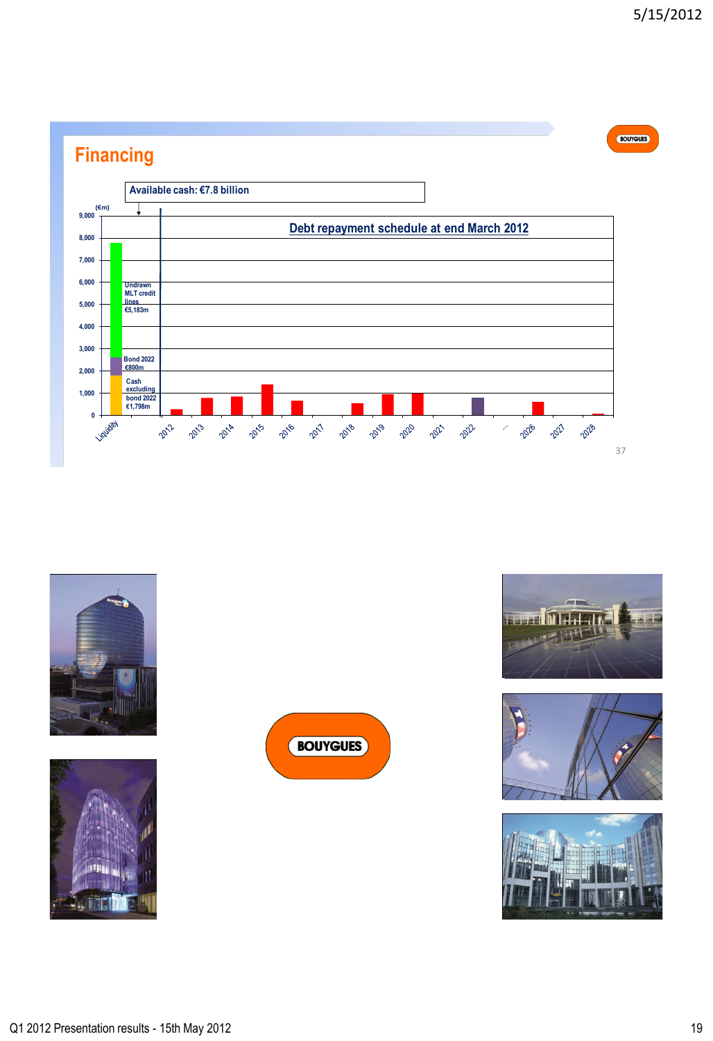## Financing

Available cash: €7.8 billion

Debt repayment schedule at end March 2012

(€m)

9,000
8,000
7,000
6,000
5,000
4,000
3,000
2,000
1,000
0

Undrawn MLT credit lines €5,183m

Bond 2022 €800m

Cash excluding bond 2022 €1,798m

Liquidity 2012 2013 2014 2015 2016 2017 2018 2019 2020 2021 2022 ... 2026 2027 2028

37

BOUYGUES

Q1 2012 Presentation results - 15th May 2012